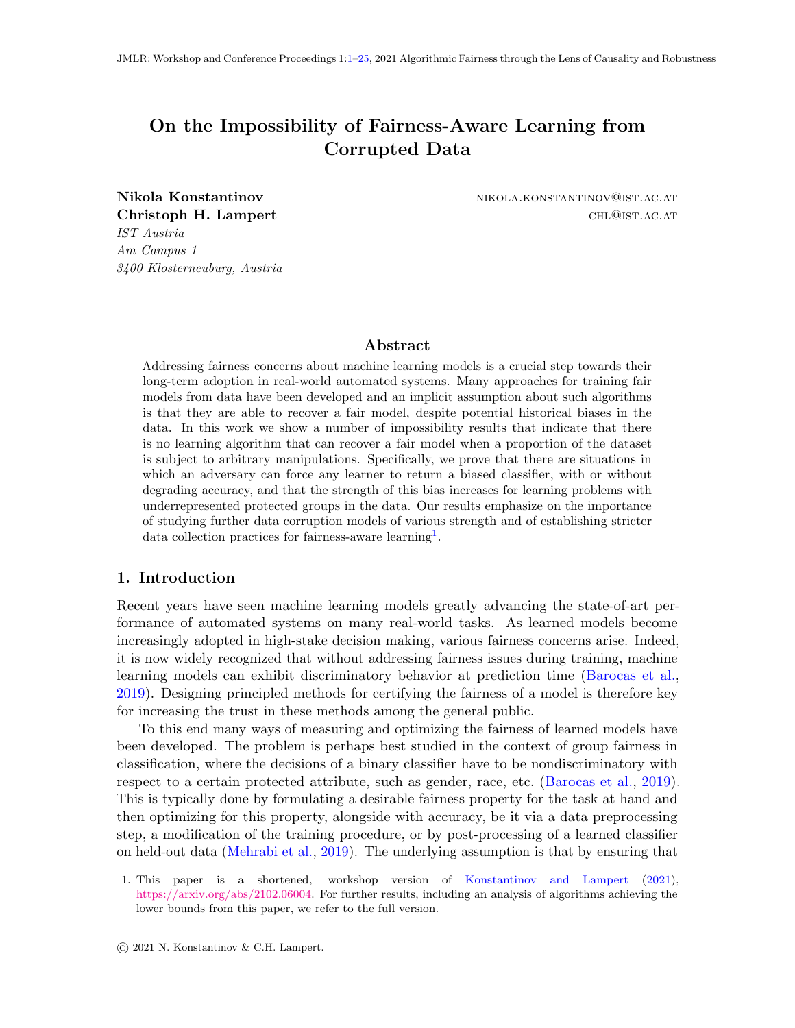# On the Impossibility of Fairness-Aware Learning from Corrupted Data

**Nikola Konstantinov** NIKOLA.KONSTANTINOV@IST.AC.AT
**Christoph H. Lampert** CHL@IST.AC.AT
*IST Austria*
*Am Campus 1*
*3400 Klosterneuburg, Austria*

## Abstract

Addressing fairness concerns about machine learning models is a crucial step towards their long-term adoption in real-world automated systems. Many approaches for training fair models from data have been developed and an implicit assumption about such algorithms is that they are able to recover a fair model, despite potential historical biases in the data. In this work we show a number of impossibility results that indicate that there is no learning algorithm that can recover a fair model when a proportion of the dataset is subject to arbitrary manipulations. Specifically, we prove that there are situations in which an adversary can force any learner to return a biased classifier, with or without degrading accuracy, and that the strength of this bias increases for learning problems with underrepresented protected groups in the data. Our results emphasize on the importance of studying further data corruption models of various strength and of establishing stricter data collection practices for fairness-aware learning[1].

## 1. Introduction

Recent years have seen machine learning models greatly advancing the state-of-art performance of automated systems on many real-world tasks. As learned models become increasingly adopted in high-stake decision making, various fairness concerns arise. Indeed, it is now widely recognized that without addressing fairness issues during training, machine learning models can exhibit discriminatory behavior at prediction time (Barocas et al., 2019). Designing principled methods for certifying the fairness of a model is therefore key for increasing the trust in these methods among the general public.

To this end many ways of measuring and optimizing the fairness of learned models have been developed. The problem is perhaps best studied in the context of group fairness in classification, where the decisions of a binary classifier have to be nondiscriminatory with respect to a certain protected attribute, such as gender, race, etc. (Barocas et al., 2019). This is typically done by formulating a desirable fairness property for the task at hand and then optimizing for this property, alongside with accuracy, be it via a data preprocessing step, a modification of the training procedure, or by post-processing of a learned classifier on held-out data (Mehrabi et al., 2019). The underlying assumption is that by ensuring that

1. This paper is a shortened, workshop version of Konstantinov and Lampert (2021), https://arxiv.org/abs/2102.06004. For further results, including an analysis of algorithms achieving the lower bounds from this paper, we refer to the full version.

© 2021 N. Konstantinov & C.H. Lampert.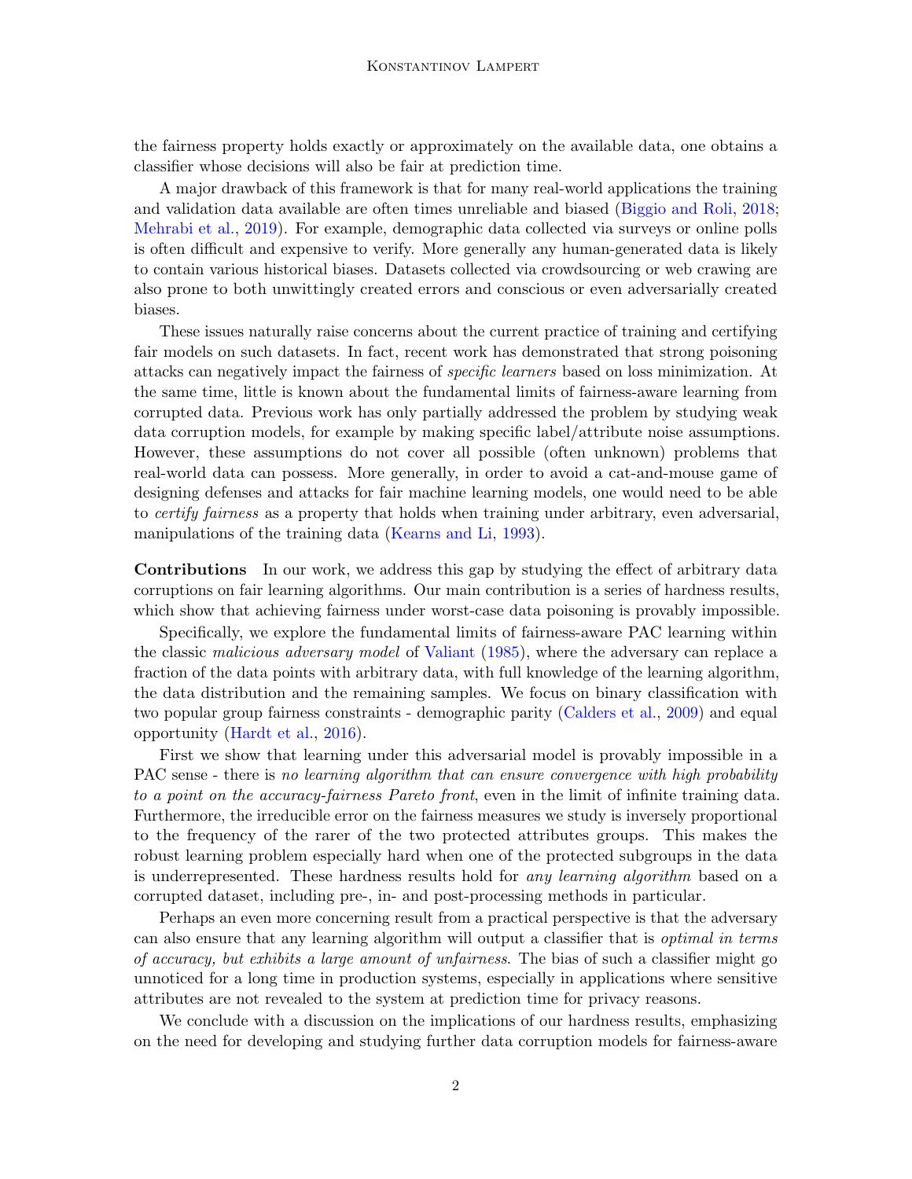the fairness property holds exactly or approximately on the available data, one obtains a classifier whose decisions will also be fair at prediction time.

A major drawback of this framework is that for many real-world applications the training and validation data available are often times unreliable and biased (Biggio and Roli, 2018; Mehrabi et al., 2019). For example, demographic data collected via surveys or online polls is often difficult and expensive to verify. More generally any human-generated data is likely to contain various historical biases. Datasets collected via crowdsourcing or web crawing are also prone to both unwittingly created errors and conscious or even adversarially created biases.

These issues naturally raise concerns about the current practice of training and certifying fair models on such datasets. In fact, recent work has demonstrated that strong poisoning attacks can negatively impact the fairness of *specific learners* based on loss minimization. At the same time, little is known about the fundamental limits of fairness-aware learning from corrupted data. Previous work has only partially addressed the problem by studying weak data corruption models, for example by making specific label/attribute noise assumptions. However, these assumptions do not cover all possible (often unknown) problems that real-world data can possess. More generally, in order to avoid a cat-and-mouse game of designing defenses and attacks for fair machine learning models, one would need to be able to *certify fairness* as a property that holds when training under arbitrary, even adversarial, manipulations of the training data (Kearns and Li, 1993).

**Contributions** In our work, we address this gap by studying the effect of arbitrary data corruptions on fair learning algorithms. Our main contribution is a series of hardness results, which show that achieving fairness under worst-case data poisoning is provably impossible.

Specifically, we explore the fundamental limits of fairness-aware PAC learning within the classic *malicious adversary model* of Valiant (1985), where the adversary can replace a fraction of the data points with arbitrary data, with full knowledge of the learning algorithm, the data distribution and the remaining samples. We focus on binary classification with two popular group fairness constraints - demographic parity (Calders et al., 2009) and equal opportunity (Hardt et al., 2016).

First we show that learning under this adversarial model is provably impossible in a PAC sense - there is *no learning algorithm that can ensure convergence with high probability to a point on the accuracy-fairness Pareto front*, even in the limit of infinite training data. Furthermore, the irreducible error on the fairness measures we study is inversely proportional to the frequency of the rarer of the two protected attributes groups. This makes the robust learning problem especially hard when one of the protected subgroups in the data is underrepresented. These hardness results hold for *any learning algorithm* based on a corrupted dataset, including pre-, in- and post-processing methods in particular.

Perhaps an even more concerning result from a practical perspective is that the adversary can also ensure that any learning algorithm will output a classifier that is *optimal in terms of accuracy, but exhibits a large amount of unfairness*. The bias of such a classifier might go unnoticed for a long time in production systems, especially in applications where sensitive attributes are not revealed to the system at prediction time for privacy reasons.

We conclude with a discussion on the implications of our hardness results, emphasizing on the need for developing and studying further data corruption models for fairness-aware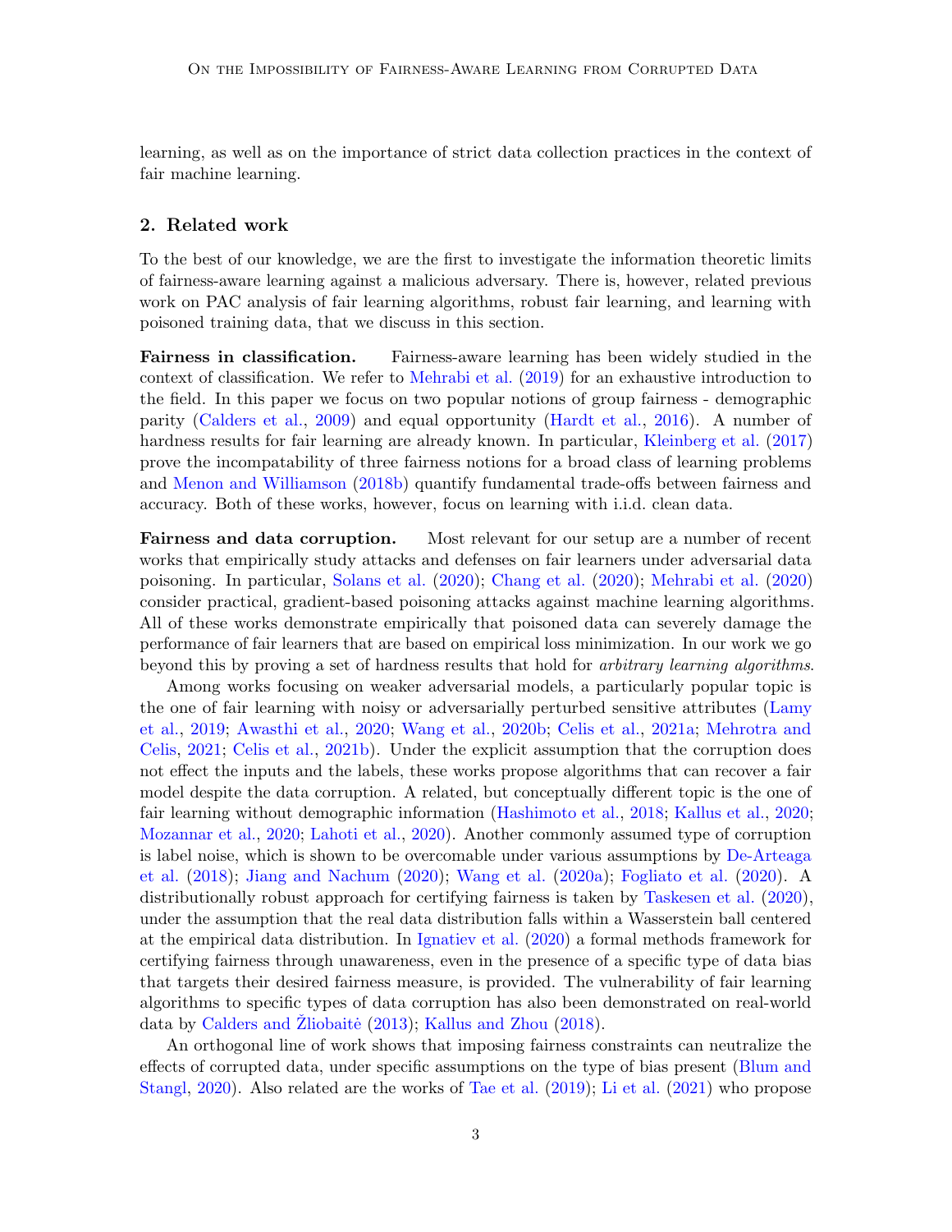learning, as well as on the importance of strict data collection practices in the context of fair machine learning.

## 2. Related work

To the best of our knowledge, we are the first to investigate the information theoretic limits of fairness-aware learning against a malicious adversary. There is, however, related previous work on PAC analysis of fair learning algorithms, robust fair learning, and learning with poisoned training data, that we discuss in this section.

**Fairness in classification.** Fairness-aware learning has been widely studied in the context of classification. We refer to Mehrabi et al. (2019) for an exhaustive introduction to the field. In this paper we focus on two popular notions of group fairness - demographic parity (Calders et al., 2009) and equal opportunity (Hardt et al., 2016). A number of hardness results for fair learning are already known. In particular, Kleinberg et al. (2017) prove the incompatability of three fairness notions for a broad class of learning problems and Menon and Williamson (2018b) quantify fundamental trade-offs between fairness and accuracy. Both of these works, however, focus on learning with i.i.d. clean data.

**Fairness and data corruption.** Most relevant for our setup are a number of recent works that empirically study attacks and defenses on fair learners under adversarial data poisoning. In particular, Solans et al. (2020); Chang et al. (2020); Mehrabi et al. (2020) consider practical, gradient-based poisoning attacks against machine learning algorithms. All of these works demonstrate empirically that poisoned data can severely damage the performance of fair learners that are based on empirical loss minimization. In our work we go beyond this by proving a set of hardness results that hold for *arbitrary learning algorithms*.

Among works focusing on weaker adversarial models, a particularly popular topic is the one of fair learning with noisy or adversarially perturbed sensitive attributes (Lamy et al., 2019; Awasthi et al., 2020; Wang et al., 2020b; Celis et al., 2021a; Mehrotra and Celis, 2021; Celis et al., 2021b). Under the explicit assumption that the corruption does not effect the inputs and the labels, these works propose algorithms that can recover a fair model despite the data corruption. A related, but conceptually different topic is the one of fair learning without demographic information (Hashimoto et al., 2018; Kallus et al., 2020; Mozannar et al., 2020; Lahoti et al., 2020). Another commonly assumed type of corruption is label noise, which is shown to be overcomable under various assumptions by De-Arteaga et al. (2018); Jiang and Nachum (2020); Wang et al. (2020a); Fogliato et al. (2020). A distributionally robust approach for certifying fairness is taken by Taskesen et al. (2020), under the assumption that the real data distribution falls within a Wasserstein ball centered at the empirical data distribution. In Ignatiev et al. (2020) a formal methods framework for certifying fairness through unawareness, even in the presence of a specific type of data bias that targets their desired fairness measure, is provided. The vulnerability of fair learning algorithms to specific types of data corruption has also been demonstrated on real-world data by Calders and Žliobaitė (2013); Kallus and Zhou (2018).

An orthogonal line of work shows that imposing fairness constraints can neutralize the effects of corrupted data, under specific assumptions on the type of bias present (Blum and Stangl, 2020). Also related are the works of Tae et al. (2019); Li et al. (2021) who propose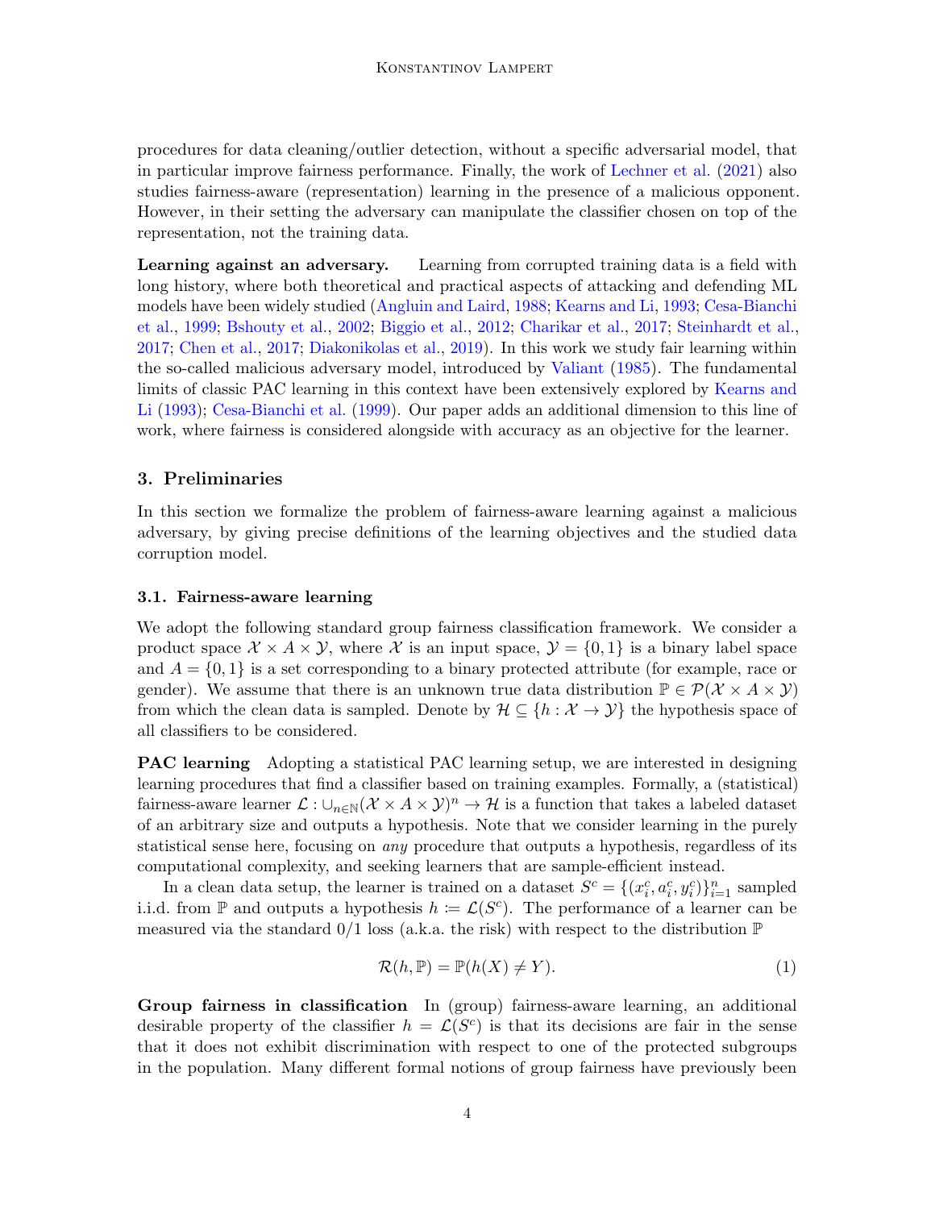procedures for data cleaning/outlier detection, without a specific adversarial model, that in particular improve fairness performance. Finally, the work of Lechner et al. (2021) also studies fairness-aware (representation) learning in the presence of a malicious opponent. However, in their setting the adversary can manipulate the classifier chosen on top of the representation, not the training data.

**Learning against an adversary.** Learning from corrupted training data is a field with long history, where both theoretical and practical aspects of attacking and defending ML models have been widely studied (Angluin and Laird, 1988; Kearns and Li, 1993; Cesa-Bianchi et al., 1999; Bshouty et al., 2002; Biggio et al., 2012; Charikar et al., 2017; Steinhardt et al., 2017; Chen et al., 2017; Diakonikolas et al., 2019). In this work we study fair learning within the so-called malicious adversary model, introduced by Valiant (1985). The fundamental limits of classic PAC learning in this context have been extensively explored by Kearns and Li (1993); Cesa-Bianchi et al. (1999). Our paper adds an additional dimension to this line of work, where fairness is considered alongside with accuracy as an objective for the learner.

## 3. Preliminaries

In this section we formalize the problem of fairness-aware learning against a malicious adversary, by giving precise definitions of the learning objectives and the studied data corruption model.

### 3.1. Fairness-aware learning

We adopt the following standard group fairness classification framework. We consider a product space $\mathcal{X} \times A \times \mathcal{Y}$, where $\mathcal{X}$ is an input space, $\mathcal{Y} = \{0, 1\}$ is a binary label space and $A = \{0, 1\}$ is a set corresponding to a binary protected attribute (for example, race or gender). We assume that there is an unknown true data distribution $\mathbb{P} \in \mathcal{P}(\mathcal{X} \times A \times \mathcal{Y})$ from which the clean data is sampled. Denote by $\mathcal{H} \subseteq \{h : \mathcal{X} \to \mathcal{Y}\}$ the hypothesis space of all classifiers to be considered.

**PAC learning** Adopting a statistical PAC learning setup, we are interested in designing learning procedures that find a classifier based on training examples. Formally, a (statistical) fairness-aware learner $\mathcal{L} : \cup_{n\in\mathbb{N}}(\mathcal{X} \times A \times \mathcal{Y})^n \to \mathcal{H}$ is a function that takes a labeled dataset of an arbitrary size and outputs a hypothesis. Note that we consider learning in the purely statistical sense here, focusing on *any* procedure that outputs a hypothesis, regardless of its computational complexity, and seeking learners that are sample-efficient instead.

In a clean data setup, the learner is trained on a dataset $S^c = \{(x_i^c, a_i^c, y_i^c)\}_{i=1}^n$ sampled i.i.d. from $\mathbb{P}$ and outputs a hypothesis $h \coloneqq \mathcal{L}(S^c)$. The performance of a learner can be measured via the standard 0/1 loss (a.k.a. the risk) with respect to the distribution $\mathbb{P}$

$$\mathcal{R}(h, \mathbb{P}) = \mathbb{P}(h(X) \neq Y). \tag{1}$$

**Group fairness in classification** In (group) fairness-aware learning, an additional desirable property of the classifier $h = \mathcal{L}(S^c)$ is that its decisions are fair in the sense that it does not exhibit discrimination with respect to one of the protected subgroups in the population. Many different formal notions of group fairness have previously been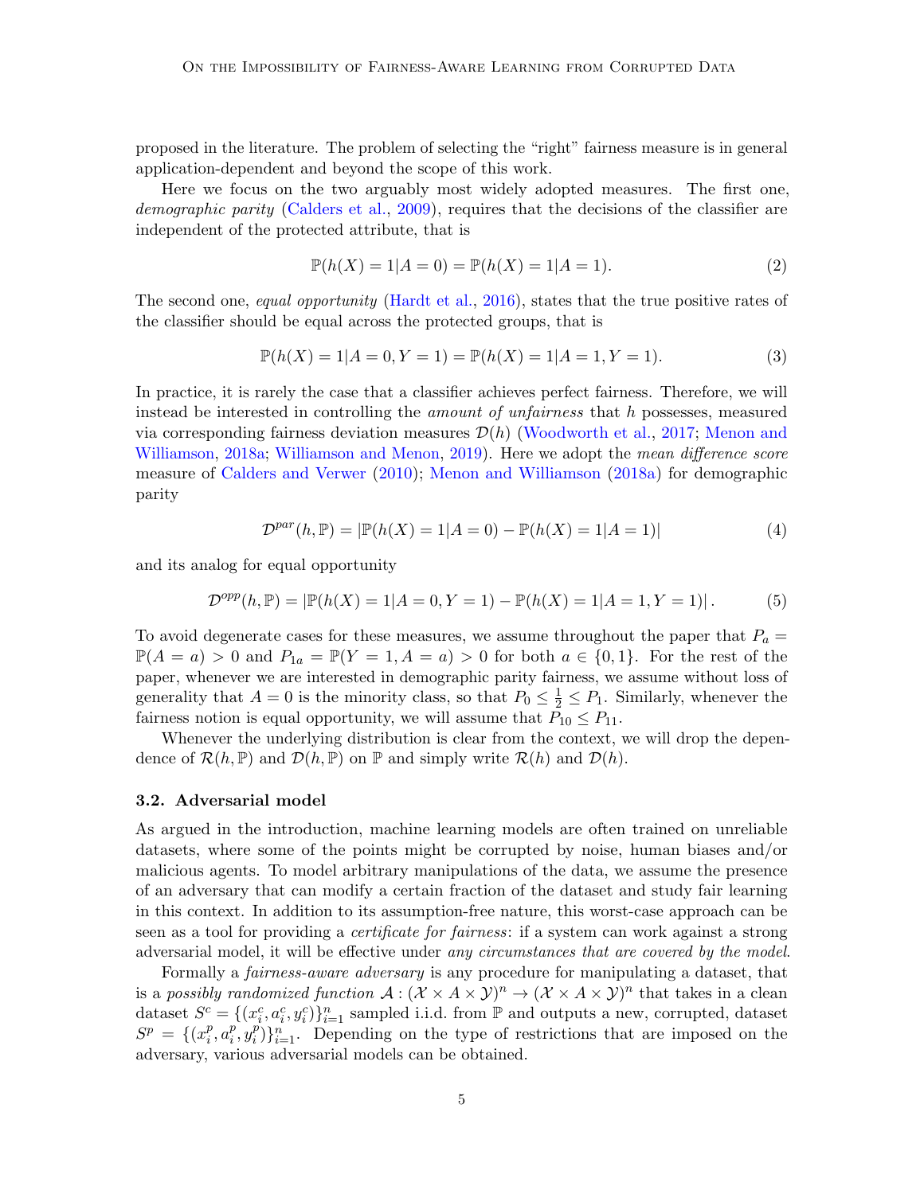proposed in the literature. The problem of selecting the "right" fairness measure is in general application-dependent and beyond the scope of this work.

Here we focus on the two arguably most widely adopted measures. The first one, *demographic parity* (Calders et al., 2009), requires that the decisions of the classifier are independent of the protected attribute, that is

$$\mathbb{P}(h(X) = 1|A = 0) = \mathbb{P}(h(X) = 1|A = 1). \tag{2}$$

The second one, *equal opportunity* (Hardt et al., 2016), states that the true positive rates of the classifier should be equal across the protected groups, that is

$$\mathbb{P}(h(X) = 1|A = 0, Y = 1) = \mathbb{P}(h(X) = 1|A = 1, Y = 1). \tag{3}$$

In practice, it is rarely the case that a classifier achieves perfect fairness. Therefore, we will instead be interested in controlling the *amount of unfairness* that $h$ possesses, measured via corresponding fairness deviation measures $\mathcal{D}(h)$ (Woodworth et al., 2017; Menon and Williamson, 2018a; Williamson and Menon, 2019). Here we adopt the *mean difference score* measure of Calders and Verwer (2010); Menon and Williamson (2018a) for demographic parity

$$\mathcal{D}^{par}(h, \mathbb{P}) = |\mathbb{P}(h(X) = 1|A = 0) - \mathbb{P}(h(X) = 1|A = 1)| \tag{4}$$

and its analog for equal opportunity

$$\mathcal{D}^{opp}(h, \mathbb{P}) = |\mathbb{P}(h(X) = 1|A = 0, Y = 1) - \mathbb{P}(h(X) = 1|A = 1, Y = 1)|. \tag{5}$$

To avoid degenerate cases for these measures, we assume throughout the paper that $P_a = \mathbb{P}(A = a) > 0$ and $P_{1a} = \mathbb{P}(Y = 1, A = a) > 0$ for both $a \in \{0, 1\}$. For the rest of the paper, whenever we are interested in demographic parity fairness, we assume without loss of generality that $A = 0$ is the minority class, so that $P_0 \leq \frac{1}{2} \leq P_1$. Similarly, whenever the fairness notion is equal opportunity, we will assume that $P_{10} \leq P_{11}$.

Whenever the underlying distribution is clear from the context, we will drop the dependence of $\mathcal{R}(h, \mathbb{P})$ and $\mathcal{D}(h, \mathbb{P})$ on $\mathbb{P}$ and simply write $\mathcal{R}(h)$ and $\mathcal{D}(h)$.

### 3.2. Adversarial model

As argued in the introduction, machine learning models are often trained on unreliable datasets, where some of the points might be corrupted by noise, human biases and/or malicious agents. To model arbitrary manipulations of the data, we assume the presence of an adversary that can modify a certain fraction of the dataset and study fair learning in this context. In addition to its assumption-free nature, this worst-case approach can be seen as a tool for providing a *certificate for fairness*: if a system can work against a strong adversarial model, it will be effective under *any circumstances that are covered by the model*.

Formally a *fairness-aware adversary* is any procedure for manipulating a dataset, that is a *possibly randomized function* $\mathcal{A} : (\mathcal{X} \times A \times \mathcal{Y})^n \to (\mathcal{X} \times A \times \mathcal{Y})^n$ that takes in a clean dataset $S^c = \{(x_i^c, a_i^c, y_i^c)\}_{i=1}^n$ sampled i.i.d. from $\mathbb{P}$ and outputs a new, corrupted, dataset $S^p = \{(x_i^p, a_i^p, y_i^p)\}_{i=1}^n$. Depending on the type of restrictions that are imposed on the adversary, various adversarial models can be obtained.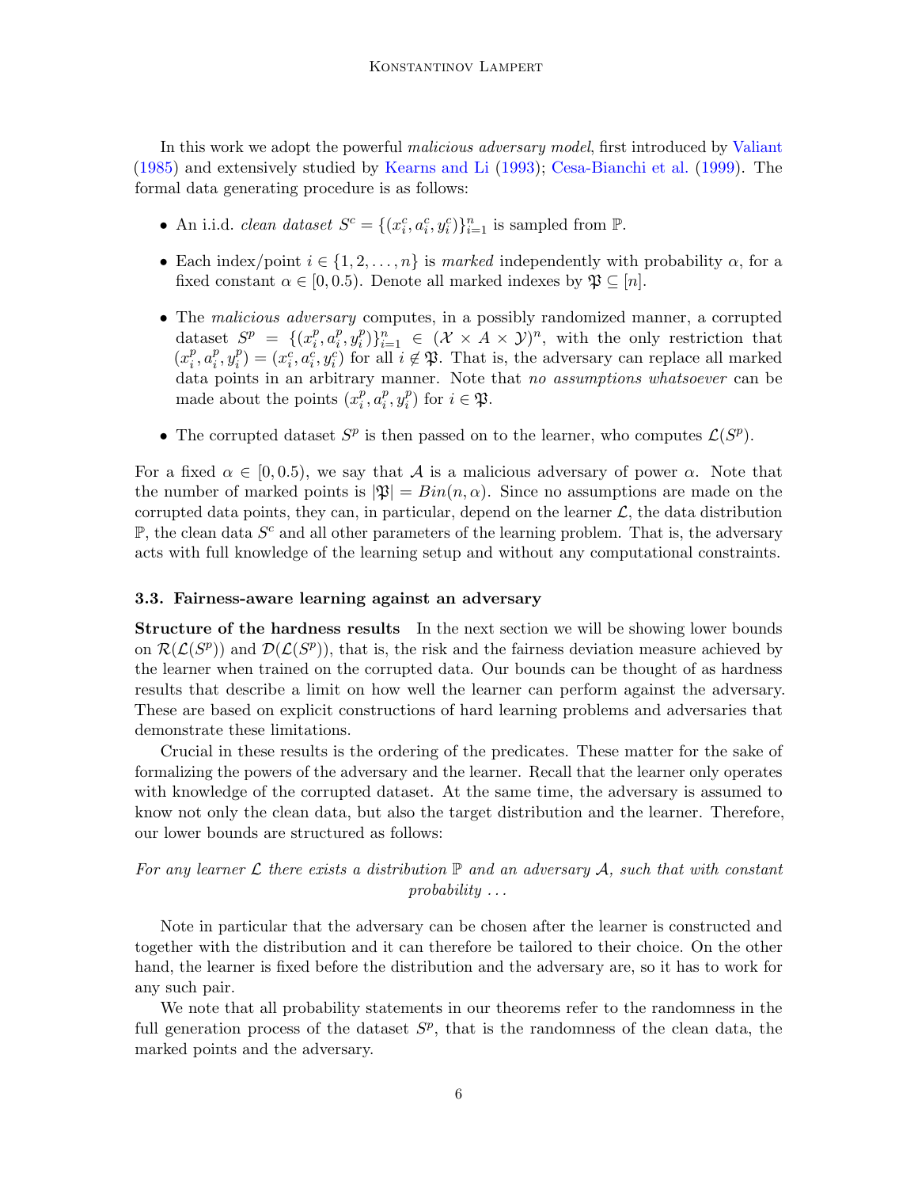In this work we adopt the powerful *malicious adversary model*, first introduced by Valiant (1985) and extensively studied by Kearns and Li (1993); Cesa-Bianchi et al. (1999). The formal data generating procedure is as follows:

- An i.i.d. *clean dataset* $S^c = \{(x_i^c, a_i^c, y_i^c)\}_{i=1}^n$ is sampled from $\mathbb{P}$.
- Each index/point $i \in \{1, 2, \ldots, n\}$ is *marked* independently with probability $\alpha$, for a fixed constant $\alpha \in [0, 0.5)$. Denote all marked indexes by $\mathfrak{P} \subseteq [n]$.
- The *malicious adversary* computes, in a possibly randomized manner, a corrupted dataset $S^p = \{(x_i^p, a_i^p, y_i^p)\}_{i=1}^n \in (\mathcal{X} \times A \times \mathcal{Y})^n$, with the only restriction that $(x_i^p, a_i^p, y_i^p) = (x_i^c, a_i^c, y_i^c)$ for all $i \notin \mathfrak{P}$. That is, the adversary can replace all marked data points in an arbitrary manner. Note that *no assumptions whatsoever* can be made about the points $(x_i^p, a_i^p, y_i^p)$ for $i \in \mathfrak{P}$.
- The corrupted dataset $S^p$ is then passed on to the learner, who computes $\mathcal{L}(S^p)$.

For a fixed $\alpha \in [0, 0.5)$, we say that $\mathcal{A}$ is a malicious adversary of power $\alpha$. Note that the number of marked points is $|\mathfrak{P}| = Bin(n, \alpha)$. Since no assumptions are made on the corrupted data points, they can, in particular, depend on the learner $\mathcal{L}$, the data distribution $\mathbb{P}$, the clean data $S^c$ and all other parameters of the learning problem. That is, the adversary acts with full knowledge of the learning setup and without any computational constraints.

### 3.3. Fairness-aware learning against an adversary

**Structure of the hardness results** In the next section we will be showing lower bounds on $\mathcal{R}(\mathcal{L}(S^p))$ and $\mathcal{D}(\mathcal{L}(S^p))$, that is, the risk and the fairness deviation measure achieved by the learner when trained on the corrupted data. Our bounds can be thought of as hardness results that describe a limit on how well the learner can perform against the adversary. These are based on explicit constructions of hard learning problems and adversaries that demonstrate these limitations.

Crucial in these results is the ordering of the predicates. These matter for the sake of formalizing the powers of the adversary and the learner. Recall that the learner only operates with knowledge of the corrupted dataset. At the same time, the adversary is assumed to know not only the clean data, but also the target distribution and the learner. Therefore, our lower bounds are structured as follows:

*For any learner $\mathcal{L}$ there exists a distribution $\mathbb{P}$ and an adversary $\mathcal{A}$, such that with constant probability ...*

Note in particular that the adversary can be chosen after the learner is constructed and together with the distribution and it can therefore be tailored to their choice. On the other hand, the learner is fixed before the distribution and the adversary are, so it has to work for any such pair.

We note that all probability statements in our theorems refer to the randomness in the full generation process of the dataset $S^p$, that is the randomness of the clean data, the marked points and the adversary.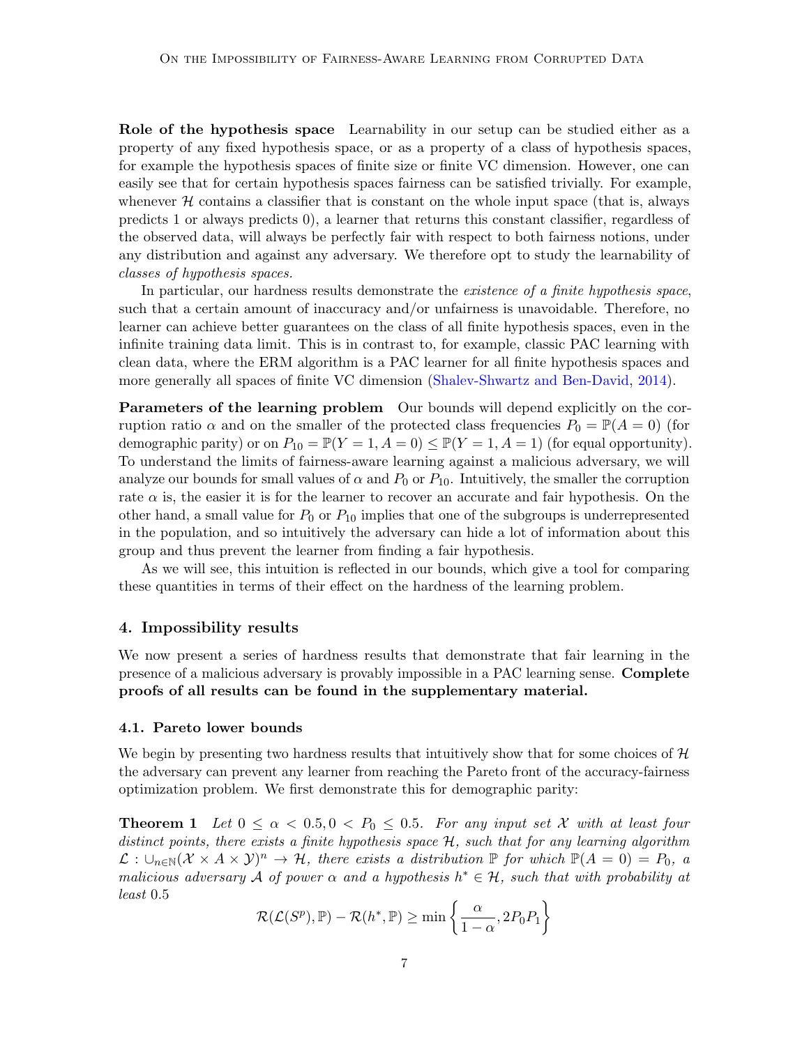**Role of the hypothesis space** Learnability in our setup can be studied either as a property of any fixed hypothesis space, or as a property of a class of hypothesis spaces, for example the hypothesis spaces of finite size or finite VC dimension. However, one can easily see that for certain hypothesis spaces fairness can be satisfied trivially. For example, whenever $\mathcal{H}$ contains a classifier that is constant on the whole input space (that is, always predicts 1 or always predicts 0), a learner that returns this constant classifier, regardless of the observed data, will always be perfectly fair with respect to both fairness notions, under any distribution and against any adversary. We therefore opt to study the learnability of *classes of hypothesis spaces.*

In particular, our hardness results demonstrate the *existence of a finite hypothesis space*, such that a certain amount of inaccuracy and/or unfairness is unavoidable. Therefore, no learner can achieve better guarantees on the class of all finite hypothesis spaces, even in the infinite training data limit. This is in contrast to, for example, classic PAC learning with clean data, where the ERM algorithm is a PAC learner for all finite hypothesis spaces and more generally all spaces of finite VC dimension (Shalev-Shwartz and Ben-David, 2014).

**Parameters of the learning problem** Our bounds will depend explicitly on the corruption ratio $\alpha$ and on the smaller of the protected class frequencies $P_0 = \mathbb{P}(A = 0)$ (for demographic parity) or on $P_{10} = \mathbb{P}(Y = 1, A = 0) \leq \mathbb{P}(Y = 1, A = 1)$ (for equal opportunity). To understand the limits of fairness-aware learning against a malicious adversary, we will analyze our bounds for small values of $\alpha$ and $P_0$ or $P_{10}$. Intuitively, the smaller the corruption rate $\alpha$ is, the easier it is for the learner to recover an accurate and fair hypothesis. On the other hand, a small value for $P_0$ or $P_{10}$ implies that one of the subgroups is underrepresented in the population, and so intuitively the adversary can hide a lot of information about this group and thus prevent the learner from finding a fair hypothesis.

As we will see, this intuition is reflected in our bounds, which give a tool for comparing these quantities in terms of their effect on the hardness of the learning problem.

## 4. Impossibility results

We now present a series of hardness results that demonstrate that fair learning in the presence of a malicious adversary is provably impossible in a PAC learning sense. **Complete proofs of all results can be found in the supplementary material.**

### 4.1. Pareto lower bounds

We begin by presenting two hardness results that intuitively show that for some choices of $\mathcal{H}$ the adversary can prevent any learner from reaching the Pareto front of the accuracy-fairness optimization problem. We first demonstrate this for demographic parity:

**Theorem 1** *Let $0 \leq \alpha < 0.5, 0 < P_0 \leq 0.5$. For any input set $\mathcal{X}$ with at least four distinct points, there exists a finite hypothesis space $\mathcal{H}$, such that for any learning algorithm $\mathcal{L} : \cup_{n\in\mathbb{N}}(\mathcal{X} \times A \times \mathcal{Y})^n \to \mathcal{H}$, there exists a distribution $\mathbb{P}$ for which $\mathbb{P}(A = 0) = P_0$, a malicious adversary $\mathcal{A}$ of power $\alpha$ and a hypothesis $h^* \in \mathcal{H}$, such that with probability at least* 0.5

$$\mathcal{R}(\mathcal{L}(S^p), \mathbb{P}) - \mathcal{R}(h^*, \mathbb{P}) \geq \min\left\{\frac{\alpha}{1-\alpha}, 2P_0P_1\right\}$$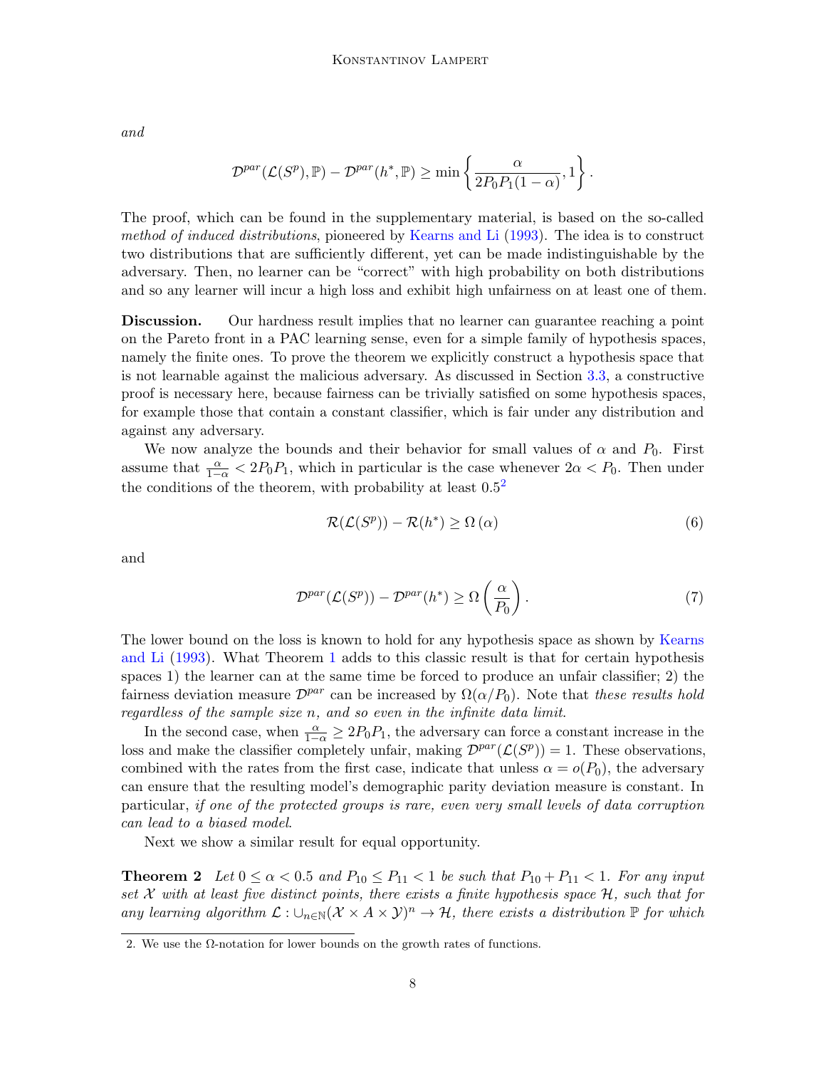*and*

$$\mathcal{D}^{par}(\mathcal{L}(S^p), \mathbb{P}) - \mathcal{D}^{par}(h^*, \mathbb{P}) \geq \min\left\{\frac{\alpha}{2P_0P_1(1-\alpha)}, 1\right\}.$$

The proof, which can be found in the supplementary material, is based on the so-called *method of induced distributions*, pioneered by Kearns and Li (1993). The idea is to construct two distributions that are sufficiently different, yet can be made indistinguishable by the adversary. Then, no learner can be "correct" with high probability on both distributions and so any learner will incur a high loss and exhibit high unfairness on at least one of them.

**Discussion.** Our hardness result implies that no learner can guarantee reaching a point on the Pareto front in a PAC learning sense, even for a simple family of hypothesis spaces, namely the finite ones. To prove the theorem we explicitly construct a hypothesis space that is not learnable against the malicious adversary. As discussed in Section 3.3, a constructive proof is necessary here, because fairness can be trivially satisfied on some hypothesis spaces, for example those that contain a constant classifier, which is fair under any distribution and against any adversary.

We now analyze the bounds and their behavior for small values of $\alpha$ and $P_0$. First assume that $\frac{\alpha}{1-\alpha} < 2P_0P_1$, which in particular is the case whenever $2\alpha < P_0$. Then under the conditions of the theorem, with probability at least 0.5[2]

$$\mathcal{R}(\mathcal{L}(S^p)) - \mathcal{R}(h^*) \geq \Omega\left(\alpha\right) \tag{6}$$

and

$$\mathcal{D}^{par}(\mathcal{L}(S^p)) - \mathcal{D}^{par}(h^*) \geq \Omega\left(\frac{\alpha}{P_0}\right). \tag{7}$$

The lower bound on the loss is known to hold for any hypothesis space as shown by Kearns and Li (1993). What Theorem 1 adds to this classic result is that for certain hypothesis spaces 1) the learner can at the same time be forced to produce an unfair classifier; 2) the fairness deviation measure $\mathcal{D}^{par}$ can be increased by $\Omega(\alpha/P_0)$. Note that *these results hold regardless of the sample size n, and so even in the infinite data limit*.

In the second case, when $\frac{\alpha}{1-\alpha} \geq 2P_0P_1$, the adversary can force a constant increase in the loss and make the classifier completely unfair, making $\mathcal{D}^{par}(\mathcal{L}(S^p)) = 1$. These observations, combined with the rates from the first case, indicate that unless $\alpha = o(P_0)$, the adversary can ensure that the resulting model's demographic parity deviation measure is constant. In particular, *if one of the protected groups is rare, even very small levels of data corruption can lead to a biased model*.

Next we show a similar result for equal opportunity.

**Theorem 2** *Let $0 \leq \alpha < 0.5$ and $P_{10} \leq P_{11} < 1$ be such that $P_{10} + P_{11} < 1$. For any input set $\mathcal{X}$ with at least five distinct points, there exists a finite hypothesis space $\mathcal{H}$, such that for any learning algorithm $\mathcal{L} : \cup_{n\in\mathbb{N}}(\mathcal{X} \times A \times \mathcal{Y})^n \to \mathcal{H}$, there exists a distribution $\mathbb{P}$ for which*

[2] We use the $\Omega$-notation for lower bounds on the growth rates of functions.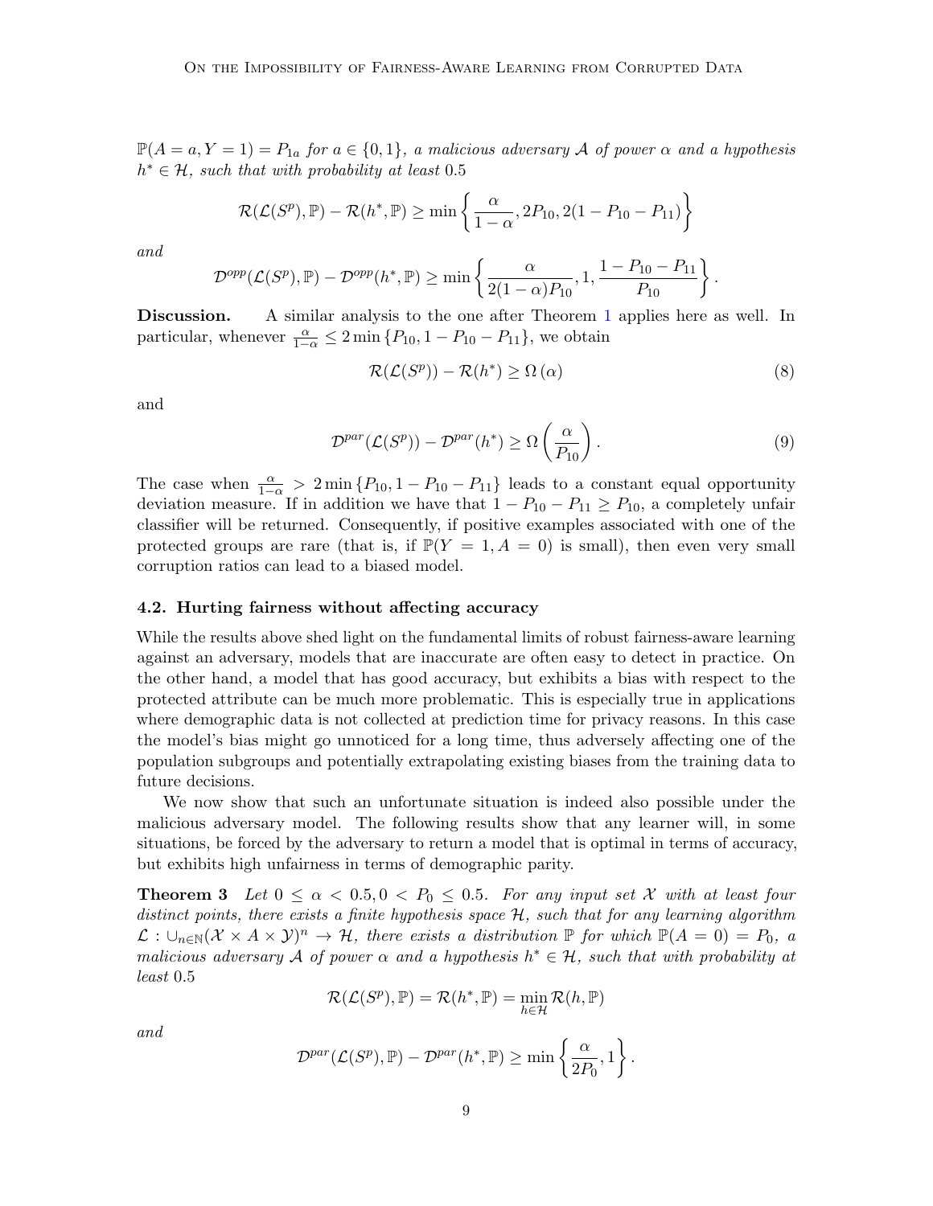$\mathbb{P}(A = a, Y = 1) = P_{1a}$ *for* $a \in \{0, 1\}$*, a malicious adversary* $\mathcal{A}$ *of power* $\alpha$ *and a hypothesis* $h^* \in \mathcal{H}$*, such that with probability at least* 0.5

$$\mathcal{R}(\mathcal{L}(S^p), \mathbb{P}) - \mathcal{R}(h^*, \mathbb{P}) \geq \min\left\{\frac{\alpha}{1-\alpha}, 2P_{10}, 2(1 - P_{10} - P_{11})\right\}$$

*and*

$$\mathcal{D}^{opp}(\mathcal{L}(S^p), \mathbb{P}) - \mathcal{D}^{opp}(h^*, \mathbb{P}) \geq \min\left\{\frac{\alpha}{2(1-\alpha)P_{10}}, 1, \frac{1 - P_{10} - P_{11}}{P_{10}}\right\}.$$

**Discussion.** A similar analysis to the one after Theorem 1 applies here as well. In particular, whenever $\frac{\alpha}{1-\alpha} \leq 2\min\{P_{10}, 1 - P_{10} - P_{11}\}$, we obtain

$$\mathcal{R}(\mathcal{L}(S^p)) - \mathcal{R}(h^*) \geq \Omega(\alpha) \tag{8}$$

and

$$\mathcal{D}^{par}(\mathcal{L}(S^p)) - \mathcal{D}^{par}(h^*) \geq \Omega\left(\frac{\alpha}{P_{10}}\right). \tag{9}$$

The case when $\frac{\alpha}{1-\alpha} > 2\min\{P_{10}, 1 - P_{10} - P_{11}\}$ leads to a constant equal opportunity deviation measure. If in addition we have that $1 - P_{10} - P_{11} \geq P_{10}$, a completely unfair classifier will be returned. Consequently, if positive examples associated with one of the protected groups are rare (that is, if $\mathbb{P}(Y = 1, A = 0)$ is small), then even very small corruption ratios can lead to a biased model.

### 4.2. Hurting fairness without affecting accuracy

While the results above shed light on the fundamental limits of robust fairness-aware learning against an adversary, models that are inaccurate are often easy to detect in practice. On the other hand, a model that has good accuracy, but exhibits a bias with respect to the protected attribute can be much more problematic. This is especially true in applications where demographic data is not collected at prediction time for privacy reasons. In this case the model's bias might go unnoticed for a long time, thus adversely affecting one of the population subgroups and potentially extrapolating existing biases from the training data to future decisions.

We now show that such an unfortunate situation is indeed also possible under the malicious adversary model. The following results show that any learner will, in some situations, be forced by the adversary to return a model that is optimal in terms of accuracy, but exhibits high unfairness in terms of demographic parity.

**Theorem 3** *Let* $0 \leq \alpha < 0.5, 0 < P_0 \leq 0.5$*. For any input set* $\mathcal{X}$ *with at least four distinct points, there exists a finite hypothesis space* $\mathcal{H}$*, such that for any learning algorithm* $\mathcal{L} : \cup_{n\in\mathbb{N}}(\mathcal{X} \times A \times \mathcal{Y})^n \to \mathcal{H}$*, there exists a distribution* $\mathbb{P}$ *for which* $\mathbb{P}(A = 0) = P_0$*, a malicious adversary* $\mathcal{A}$ *of power* $\alpha$ *and a hypothesis* $h^* \in \mathcal{H}$*, such that with probability at least* 0.5

$$\mathcal{R}(\mathcal{L}(S^p), \mathbb{P}) = \mathcal{R}(h^*, \mathbb{P}) = \min_{h\in\mathcal{H}} \mathcal{R}(h, \mathbb{P})$$

*and*

$$\mathcal{D}^{par}(\mathcal{L}(S^p), \mathbb{P}) - \mathcal{D}^{par}(h^*, \mathbb{P}) \geq \min\left\{\frac{\alpha}{2P_0}, 1\right\}.$$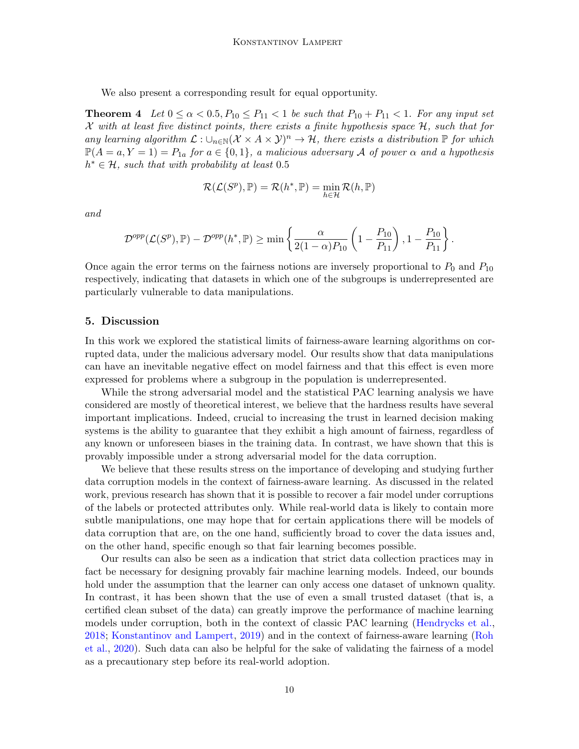We also present a corresponding result for equal opportunity.

**Theorem 4** *Let $0 \leq \alpha < 0.5, P_{10} \leq P_{11} < 1$ be such that $P_{10} + P_{11} < 1$. For any input set $\mathcal{X}$ with at least five distinct points, there exists a finite hypothesis space $\mathcal{H}$, such that for any learning algorithm $\mathcal{L} : \cup_{n \in \mathbb{N}} (\mathcal{X} \times A \times \mathcal{Y})^n \to \mathcal{H}$, there exists a distribution $\mathbb{P}$ for which $\mathbb{P}(A = a, Y = 1) = P_{1a}$ for $a \in \{0, 1\}$, a malicious adversary $\mathcal{A}$ of power $\alpha$ and a hypothesis $h^* \in \mathcal{H}$, such that with probability at least 0.5*

$$\mathcal{R}(\mathcal{L}(S^p), \mathbb{P}) = \mathcal{R}(h^*, \mathbb{P}) = \min_{h \in \mathcal{H}} \mathcal{R}(h, \mathbb{P})$$

*and*

$$\mathcal{D}^{opp}(\mathcal{L}(S^p), \mathbb{P}) - \mathcal{D}^{opp}(h^*, \mathbb{P}) \geq \min \left\{ \frac{\alpha}{2(1-\alpha)P_{10}} \left(1 - \frac{P_{10}}{P_{11}}\right), 1 - \frac{P_{10}}{P_{11}} \right\}.$$

Once again the error terms on the fairness notions are inversely proportional to $P_0$ and $P_{10}$ respectively, indicating that datasets in which one of the subgroups is underrepresented are particularly vulnerable to data manipulations.

## 5. Discussion

In this work we explored the statistical limits of fairness-aware learning algorithms on corrupted data, under the malicious adversary model. Our results show that data manipulations can have an inevitable negative effect on model fairness and that this effect is even more expressed for problems where a subgroup in the population is underrepresented.

While the strong adversarial model and the statistical PAC learning analysis we have considered are mostly of theoretical interest, we believe that the hardness results have several important implications. Indeed, crucial to increasing the trust in learned decision making systems is the ability to guarantee that they exhibit a high amount of fairness, regardless of any known or unforeseen biases in the training data. In contrast, we have shown that this is provably impossible under a strong adversarial model for the data corruption.

We believe that these results stress on the importance of developing and studying further data corruption models in the context of fairness-aware learning. As discussed in the related work, previous research has shown that it is possible to recover a fair model under corruptions of the labels or protected attributes only. While real-world data is likely to contain more subtle manipulations, one may hope that for certain applications there will be models of data corruption that are, on the one hand, sufficiently broad to cover the data issues and, on the other hand, specific enough so that fair learning becomes possible.

Our results can also be seen as a indication that strict data collection practices may in fact be necessary for designing provably fair machine learning models. Indeed, our bounds hold under the assumption that the learner can only access one dataset of unknown quality. In contrast, it has been shown that the use of even a small trusted dataset (that is, a certified clean subset of the data) can greatly improve the performance of machine learning models under corruption, both in the context of classic PAC learning (Hendrycks et al., 2018; Konstantinov and Lampert, 2019) and in the context of fairness-aware learning (Roh et al., 2020). Such data can also be helpful for the sake of validating the fairness of a model as a precautionary step before its real-world adoption.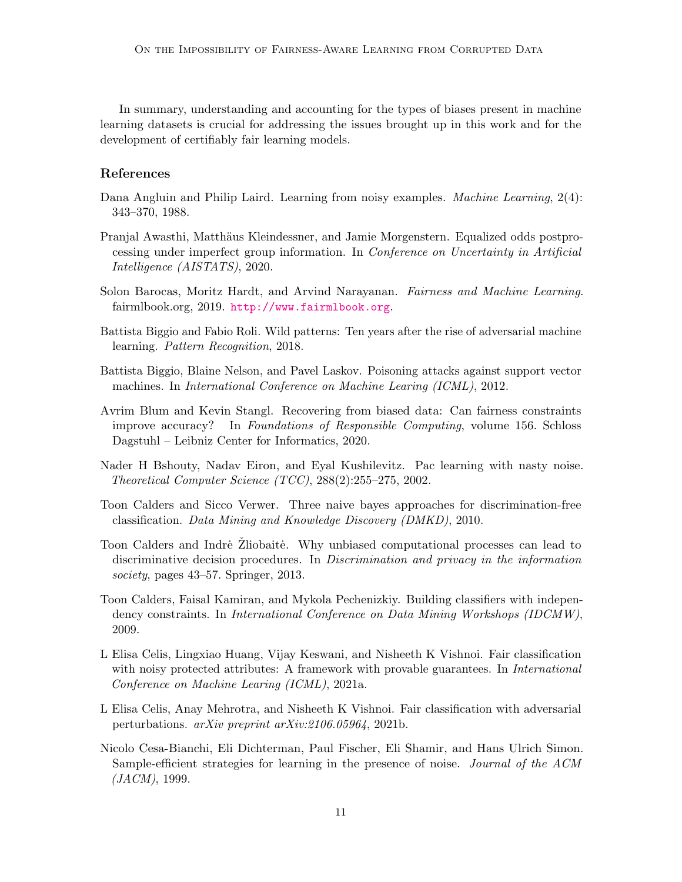In summary, understanding and accounting for the types of biases present in machine learning datasets is crucial for addressing the issues brought up in this work and for the development of certifiably fair learning models.

## References

Dana Angluin and Philip Laird. Learning from noisy examples. *Machine Learning*, 2(4): 343–370, 1988.

Pranjal Awasthi, Matthäus Kleindessner, and Jamie Morgenstern. Equalized odds postprocessing under imperfect group information. In *Conference on Uncertainty in Artificial Intelligence (AISTATS)*, 2020.

Solon Barocas, Moritz Hardt, and Arvind Narayanan. *Fairness and Machine Learning*. fairmlbook.org, 2019. http://www.fairmlbook.org.

Battista Biggio and Fabio Roli. Wild patterns: Ten years after the rise of adversarial machine learning. *Pattern Recognition*, 2018.

Battista Biggio, Blaine Nelson, and Pavel Laskov. Poisoning attacks against support vector machines. In *International Conference on Machine Learing (ICML)*, 2012.

Avrim Blum and Kevin Stangl. Recovering from biased data: Can fairness constraints improve accuracy? In *Foundations of Responsible Computing*, volume 156. Schloss Dagstuhl – Leibniz Center for Informatics, 2020.

Nader H Bshouty, Nadav Eiron, and Eyal Kushilevitz. Pac learning with nasty noise. *Theoretical Computer Science (TCC)*, 288(2):255–275, 2002.

Toon Calders and Sicco Verwer. Three naive bayes approaches for discrimination-free classification. *Data Mining and Knowledge Discovery (DMKD)*, 2010.

Toon Calders and Indrė Žliobaitė. Why unbiased computational processes can lead to discriminative decision procedures. In *Discrimination and privacy in the information society*, pages 43–57. Springer, 2013.

Toon Calders, Faisal Kamiran, and Mykola Pechenizkiy. Building classifiers with independency constraints. In *International Conference on Data Mining Workshops (IDCMW)*, 2009.

L Elisa Celis, Lingxiao Huang, Vijay Keswani, and Nisheeth K Vishnoi. Fair classification with noisy protected attributes: A framework with provable guarantees. In *International Conference on Machine Learing (ICML)*, 2021a.

L Elisa Celis, Anay Mehrotra, and Nisheeth K Vishnoi. Fair classification with adversarial perturbations. *arXiv preprint arXiv:2106.05964*, 2021b.

Nicolo Cesa-Bianchi, Eli Dichterman, Paul Fischer, Eli Shamir, and Hans Ulrich Simon. Sample-efficient strategies for learning in the presence of noise. *Journal of the ACM (JACM)*, 1999.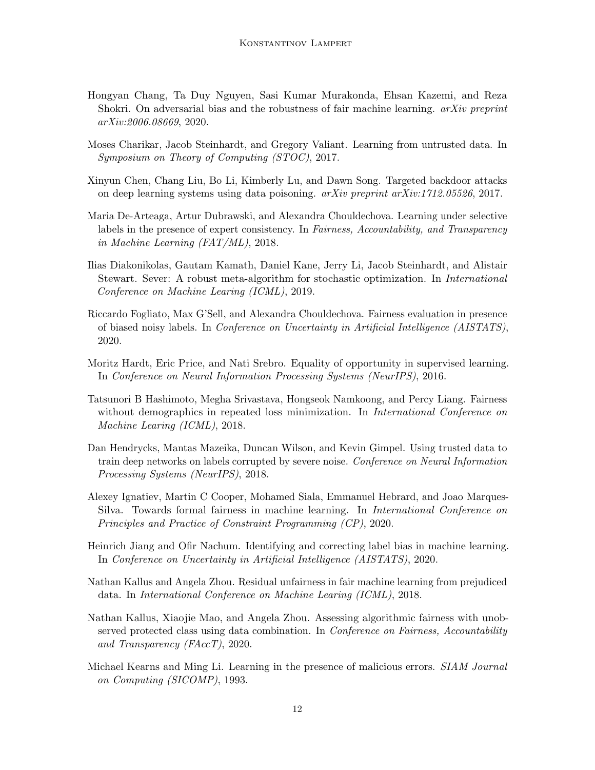Hongyan Chang, Ta Duy Nguyen, Sasi Kumar Murakonda, Ehsan Kazemi, and Reza Shokri. On adversarial bias and the robustness of fair machine learning. *arXiv preprint arXiv:2006.08669*, 2020.

Moses Charikar, Jacob Steinhardt, and Gregory Valiant. Learning from untrusted data. In *Symposium on Theory of Computing (STOC)*, 2017.

Xinyun Chen, Chang Liu, Bo Li, Kimberly Lu, and Dawn Song. Targeted backdoor attacks on deep learning systems using data poisoning. *arXiv preprint arXiv:1712.05526*, 2017.

Maria De-Arteaga, Artur Dubrawski, and Alexandra Chouldechova. Learning under selective labels in the presence of expert consistency. In *Fairness, Accountability, and Transparency in Machine Learning (FAT/ML)*, 2018.

Ilias Diakonikolas, Gautam Kamath, Daniel Kane, Jerry Li, Jacob Steinhardt, and Alistair Stewart. Sever: A robust meta-algorithm for stochastic optimization. In *International Conference on Machine Learing (ICML)*, 2019.

Riccardo Fogliato, Max G'Sell, and Alexandra Chouldechova. Fairness evaluation in presence of biased noisy labels. In *Conference on Uncertainty in Artificial Intelligence (AISTATS)*, 2020.

Moritz Hardt, Eric Price, and Nati Srebro. Equality of opportunity in supervised learning. In *Conference on Neural Information Processing Systems (NeurIPS)*, 2016.

Tatsunori B Hashimoto, Megha Srivastava, Hongseok Namkoong, and Percy Liang. Fairness without demographics in repeated loss minimization. In *International Conference on Machine Learing (ICML)*, 2018.

Dan Hendrycks, Mantas Mazeika, Duncan Wilson, and Kevin Gimpel. Using trusted data to train deep networks on labels corrupted by severe noise. *Conference on Neural Information Processing Systems (NeurIPS)*, 2018.

Alexey Ignatiev, Martin C Cooper, Mohamed Siala, Emmanuel Hebrard, and Joao Marques-Silva. Towards formal fairness in machine learning. In *International Conference on Principles and Practice of Constraint Programming (CP)*, 2020.

Heinrich Jiang and Ofir Nachum. Identifying and correcting label bias in machine learning. In *Conference on Uncertainty in Artificial Intelligence (AISTATS)*, 2020.

Nathan Kallus and Angela Zhou. Residual unfairness in fair machine learning from prejudiced data. In *International Conference on Machine Learing (ICML)*, 2018.

Nathan Kallus, Xiaojie Mao, and Angela Zhou. Assessing algorithmic fairness with unobserved protected class using data combination. In *Conference on Fairness, Accountability and Transparency (FAccT)*, 2020.

Michael Kearns and Ming Li. Learning in the presence of malicious errors. *SIAM Journal on Computing (SICOMP)*, 1993.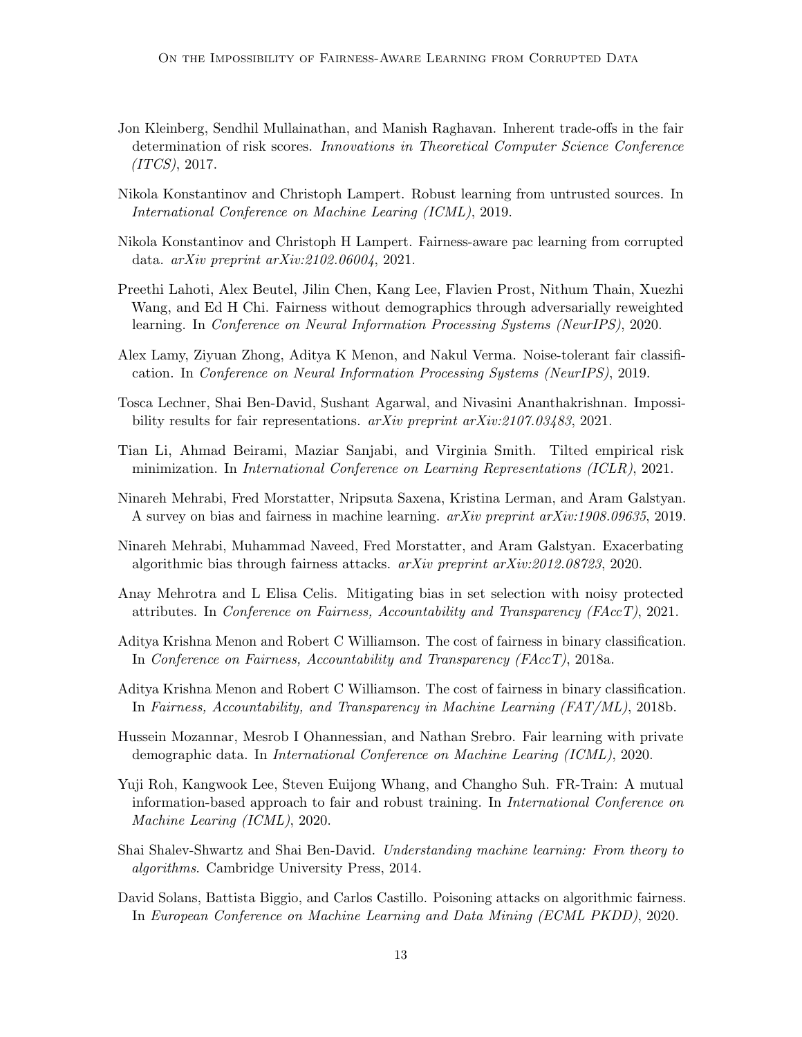Jon Kleinberg, Sendhil Mullainathan, and Manish Raghavan. Inherent trade-offs in the fair determination of risk scores. *Innovations in Theoretical Computer Science Conference (ITCS)*, 2017.

Nikola Konstantinov and Christoph Lampert. Robust learning from untrusted sources. In *International Conference on Machine Learing (ICML)*, 2019.

Nikola Konstantinov and Christoph H Lampert. Fairness-aware pac learning from corrupted data. *arXiv preprint arXiv:2102.06004*, 2021.

Preethi Lahoti, Alex Beutel, Jilin Chen, Kang Lee, Flavien Prost, Nithum Thain, Xuezhi Wang, and Ed H Chi. Fairness without demographics through adversarially reweighted learning. In *Conference on Neural Information Processing Systems (NeurIPS)*, 2020.

Alex Lamy, Ziyuan Zhong, Aditya K Menon, and Nakul Verma. Noise-tolerant fair classification. In *Conference on Neural Information Processing Systems (NeurIPS)*, 2019.

Tosca Lechner, Shai Ben-David, Sushant Agarwal, and Nivasini Ananthakrishnan. Impossibility results for fair representations. *arXiv preprint arXiv:2107.03483*, 2021.

Tian Li, Ahmad Beirami, Maziar Sanjabi, and Virginia Smith. Tilted empirical risk minimization. In *International Conference on Learning Representations (ICLR)*, 2021.

Ninareh Mehrabi, Fred Morstatter, Nripsuta Saxena, Kristina Lerman, and Aram Galstyan. A survey on bias and fairness in machine learning. *arXiv preprint arXiv:1908.09635*, 2019.

Ninareh Mehrabi, Muhammad Naveed, Fred Morstatter, and Aram Galstyan. Exacerbating algorithmic bias through fairness attacks. *arXiv preprint arXiv:2012.08723*, 2020.

Anay Mehrotra and L Elisa Celis. Mitigating bias in set selection with noisy protected attributes. In *Conference on Fairness, Accountability and Transparency (FAccT)*, 2021.

Aditya Krishna Menon and Robert C Williamson. The cost of fairness in binary classification. In *Conference on Fairness, Accountability and Transparency (FAccT)*, 2018a.

Aditya Krishna Menon and Robert C Williamson. The cost of fairness in binary classification. In *Fairness, Accountability, and Transparency in Machine Learning (FAT/ML)*, 2018b.

Hussein Mozannar, Mesrob I Ohannessian, and Nathan Srebro. Fair learning with private demographic data. In *International Conference on Machine Learing (ICML)*, 2020.

Yuji Roh, Kangwook Lee, Steven Euijong Whang, and Changho Suh. FR-Train: A mutual information-based approach to fair and robust training. In *International Conference on Machine Learing (ICML)*, 2020.

Shai Shalev-Shwartz and Shai Ben-David. *Understanding machine learning: From theory to algorithms*. Cambridge University Press, 2014.

David Solans, Battista Biggio, and Carlos Castillo. Poisoning attacks on algorithmic fairness. In *European Conference on Machine Learning and Data Mining (ECML PKDD)*, 2020.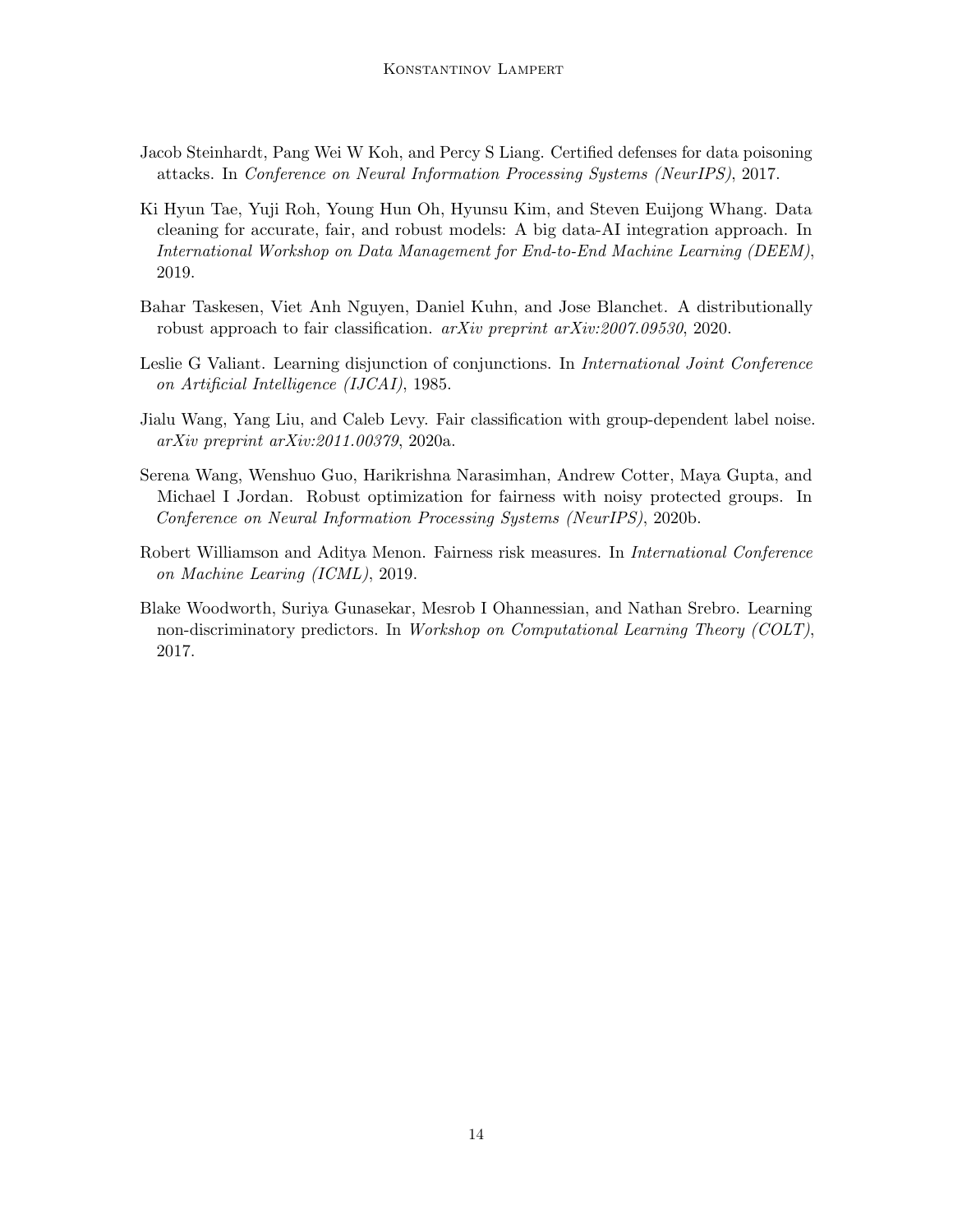Jacob Steinhardt, Pang Wei W Koh, and Percy S Liang. Certified defenses for data poisoning attacks. In *Conference on Neural Information Processing Systems (NeurIPS)*, 2017.

Ki Hyun Tae, Yuji Roh, Young Hun Oh, Hyunsu Kim, and Steven Euijong Whang. Data cleaning for accurate, fair, and robust models: A big data-AI integration approach. In *International Workshop on Data Management for End-to-End Machine Learning (DEEM)*, 2019.

Bahar Taskesen, Viet Anh Nguyen, Daniel Kuhn, and Jose Blanchet. A distributionally robust approach to fair classification. *arXiv preprint arXiv:2007.09530*, 2020.

Leslie G Valiant. Learning disjunction of conjunctions. In *International Joint Conference on Artificial Intelligence (IJCAI)*, 1985.

Jialu Wang, Yang Liu, and Caleb Levy. Fair classification with group-dependent label noise. *arXiv preprint arXiv:2011.00379*, 2020a.

Serena Wang, Wenshuo Guo, Harikrishna Narasimhan, Andrew Cotter, Maya Gupta, and Michael I Jordan. Robust optimization for fairness with noisy protected groups. In *Conference on Neural Information Processing Systems (NeurIPS)*, 2020b.

Robert Williamson and Aditya Menon. Fairness risk measures. In *International Conference on Machine Learing (ICML)*, 2019.

Blake Woodworth, Suriya Gunasekar, Mesrob I Ohannessian, and Nathan Srebro. Learning non-discriminatory predictors. In *Workshop on Computational Learning Theory (COLT)*, 2017.